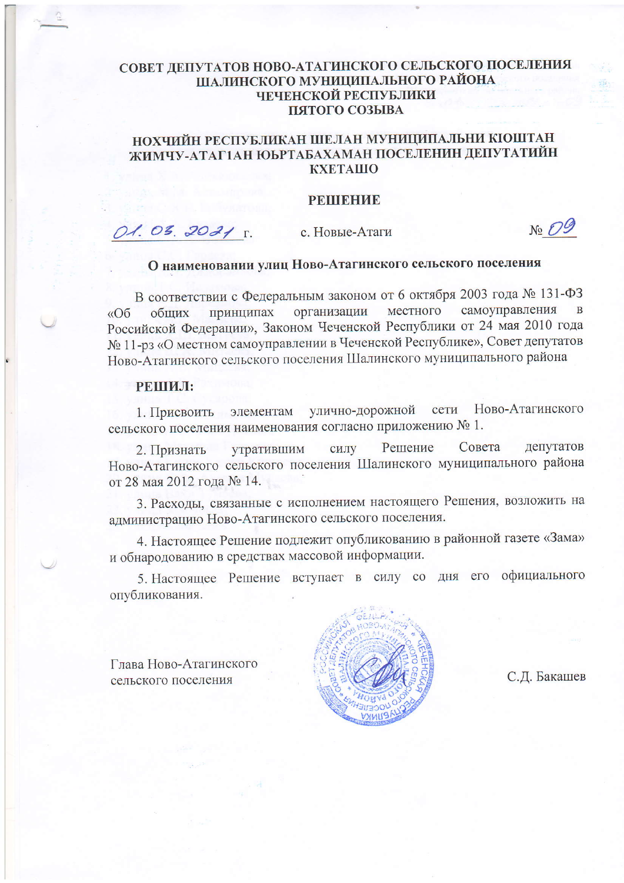**СОВЕТ ДЕПУТАТОВ НОВО-АТАГИНСКОГО СЕЛЬСКОГО ПОСЕЛЕНИЯ ШАЛИНСКОГО МУНИЦИПАЛЬНОГО РАЙОНА ЧЕЧЕНСКОЙ РЕСПУБЛИКИ ПЯТОГО СОЗЫВА**

**НОХЧИЙН РЕСПУБЛИКАН ШЕЛАН МУНИЦИПАЛЬНИ КIОШТАН ЖИМЧУ-АТАГIАН ЮЬРТАБАХАМАН ПОСЕЛЕНИН ДЕПУТАТИЙН КХЕТАШО**

# РЕШЕНИЕ

01.03.2021 г. с. Новые-Атаги № 09

**О наименовании улиц Ново-Атагинского сельского поселения**

В соответствии с Федеральным законом от 6 октября 2003 года № 131-ФЗ «Об общих принципах организации местного самоуправления в Российской Федерации», Законом Чеченской Республики от 24 мая 2010 года № 11-рз «О местном самоуправлении в Чеченской Республике», Совет депутатов Ново-Атагинского сельского поселения Шалинского муниципального района

**РЕШИЛ:**

1. Присвоить элементам улично-дорожной сети Ново-Атагинского сельского поселения наименования согласно приложению № 1.

2. Признать утратившим силу Решение Совета депутатов Ново-Атагинского сельского поселения Шалинского муниципального района от 28 мая 2012 года № 14.

3. Расходы, связанные с исполнением настоящего Решения, возложить на администрацию Ново-Атагинского сельского поселения.

4. Настоящее Решение подлежит опубликованию в районной газете «Зама» и обнародованию в средствах массовой информации.

5. Настоящее Решение вступает в силу со дня его официального опубликования.

Глава Ново-Атагинского сельского поселения С.Д. Бакашев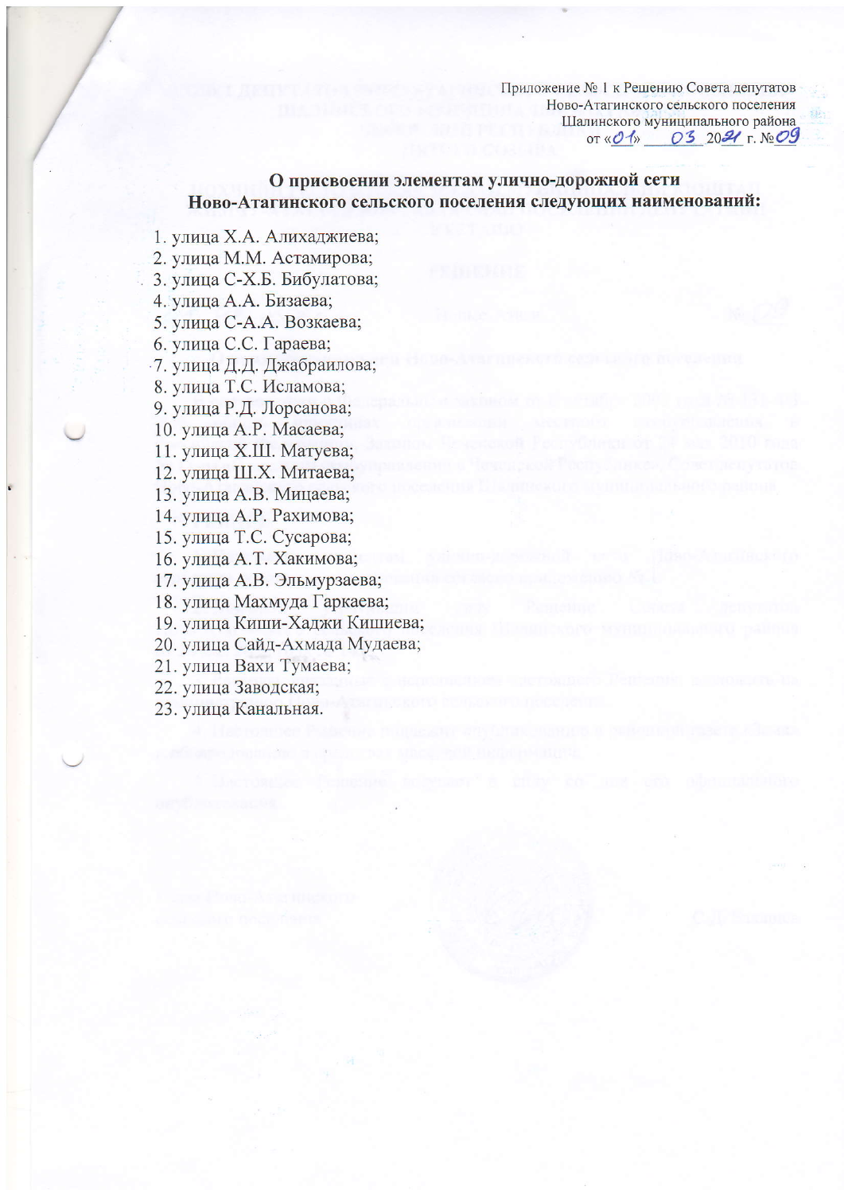Приложение № 1 к Решению Совета депутатов
Ново-Атагинского сельского поселения
Шалинского муниципального района
от «01» 03 2021 г. №09

**О присвоении элементам улично-дорожной сети Ново-Атагинского сельского поселения следующих наименований:**

1. улица Х.А. Алихаджиева;
2. улица М.М. Астамирова;
3. улица С-Х.Б. Бибулатова;
4. улица А.А. Бизаева;
5. улица С-А.А. Возкаева;
6. улица С.С. Гараева;
7. улица Д.Д. Джабраилова;
8. улица Т.С. Исламова;
9. улица Р.Д. Лорсанова;
10. улица А.Р. Масаева;
11. улица Х.Ш. Матуева;
12. улица Ш.Х. Митаева;
13. улица А.В. Мицаева;
14. улица А.Р. Рахимова;
15. улица Т.С. Сусарова;
16. улица А.Т. Хакимова;
17. улица А.В. Эльмурзаева;
18. улица Махмуда Гаркаева;
19. улица Киши-Хаджи Кишиева;
20. улица Сайд-Ахмада Мудаева;
21. улица Вахи Тумаева;
22. улица Заводская;
23. улица Канальная.